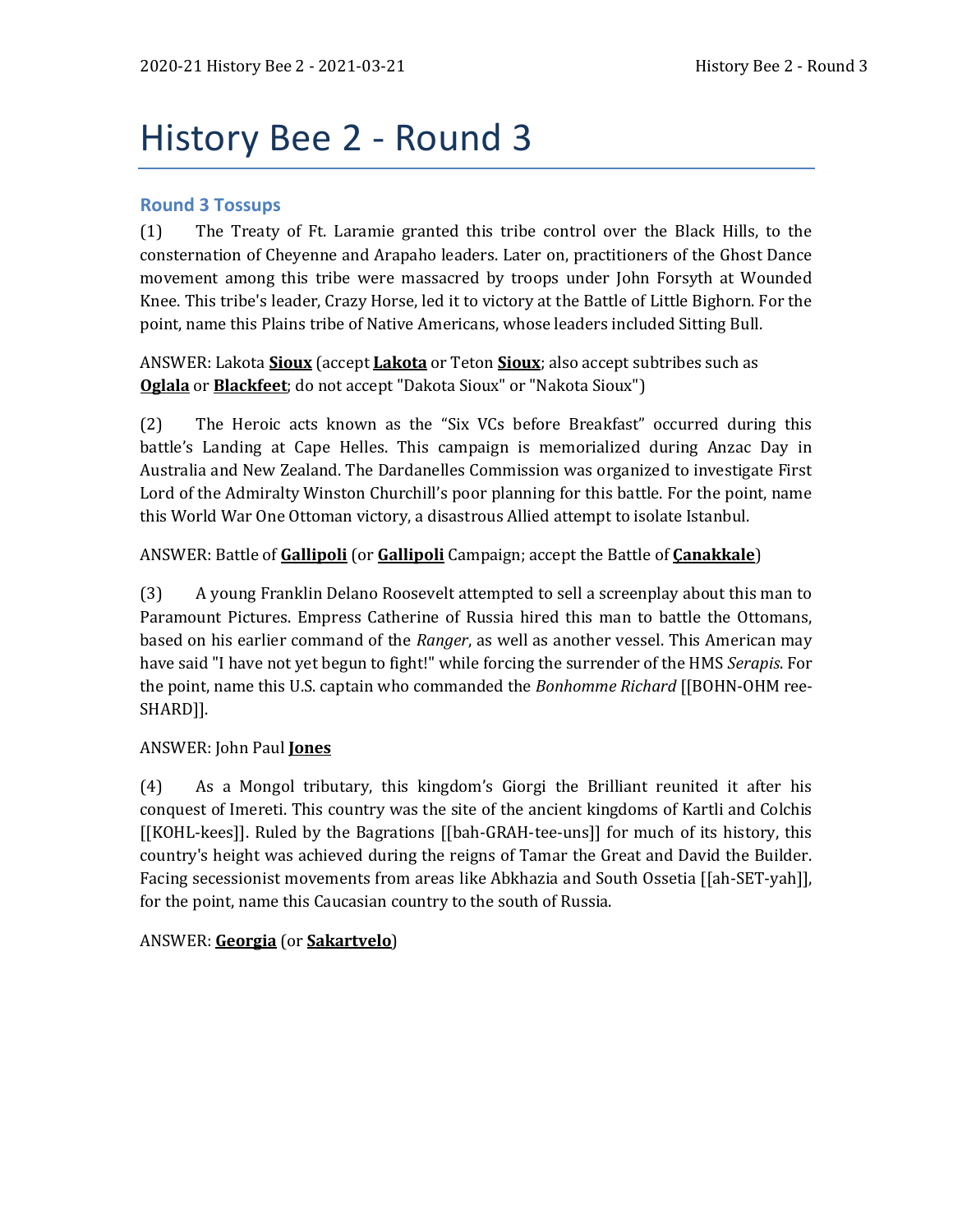# History Bee 2 - Round 3

## Round 3 Tossups

(1) The Treaty of Ft. Laramie granted this tribe control over the Black Hills, to the consternation of Cheyenne and Arapaho leaders. Later on, practitioners of the Ghost Dance movement among this tribe were massacred by troops under John Forsyth at Wounded Knee. This tribe's leader, Crazy Horse, led it to victory at the Battle of Little Bighorn. For the point, name this Plains tribe of Native Americans, whose leaders included Sitting Bull.

ANSWER: Lakota **Sioux** (accept **Lakota** or Teton **Sioux**; also accept subtribes such as **Oglala** or **Blackfeet**; do not accept "Dakota Sioux" or "Nakota Sioux")

(2) The Heroic acts known as the "Six VCs before Breakfast" occurred during this battle's Landing at Cape Helles. This campaign is memorialized during Anzac Day in Australia and New Zealand. The Dardanelles Commission was organized to investigate First Lord of the Admiralty Winston Churchill's poor planning for this battle. For the point, name this World War One Ottoman victory, a disastrous Allied attempt to isolate Istanbul.

ANSWER: Battle of **Gallipoli** (or **Gallipoli** Campaign; accept the Battle of **Çanakkale**)

(3) A young Franklin Delano Roosevelt attempted to sell a screenplay about this man to Paramount Pictures. Empress Catherine of Russia hired this man to battle the Ottomans, based on his earlier command of the *Ranger*, as well as another vessel. This American may have said "I have not yet begun to fight!" while forcing the surrender of the HMS *Serapis*. For the point, name this U.S. captain who commanded the *Bonhomme Richard* [[BOHN-OHM ree-SHARD]].

ANSWER: John Paul **Jones**

(4) As a Mongol tributary, this kingdom's Giorgi the Brilliant reunited it after his conquest of Imereti. This country was the site of the ancient kingdoms of Kartli and Colchis [[KOHL-kees]]. Ruled by the Bagrations [[bah-GRAH-tee-uns]] for much of its history, this country's height was achieved during the reigns of Tamar the Great and David the Builder. Facing secessionist movements from areas like Abkhazia and South Ossetia [[ah-SET-yah]], for the point, name this Caucasian country to the south of Russia.

ANSWER: **Georgia** (or **Sakartvelo**)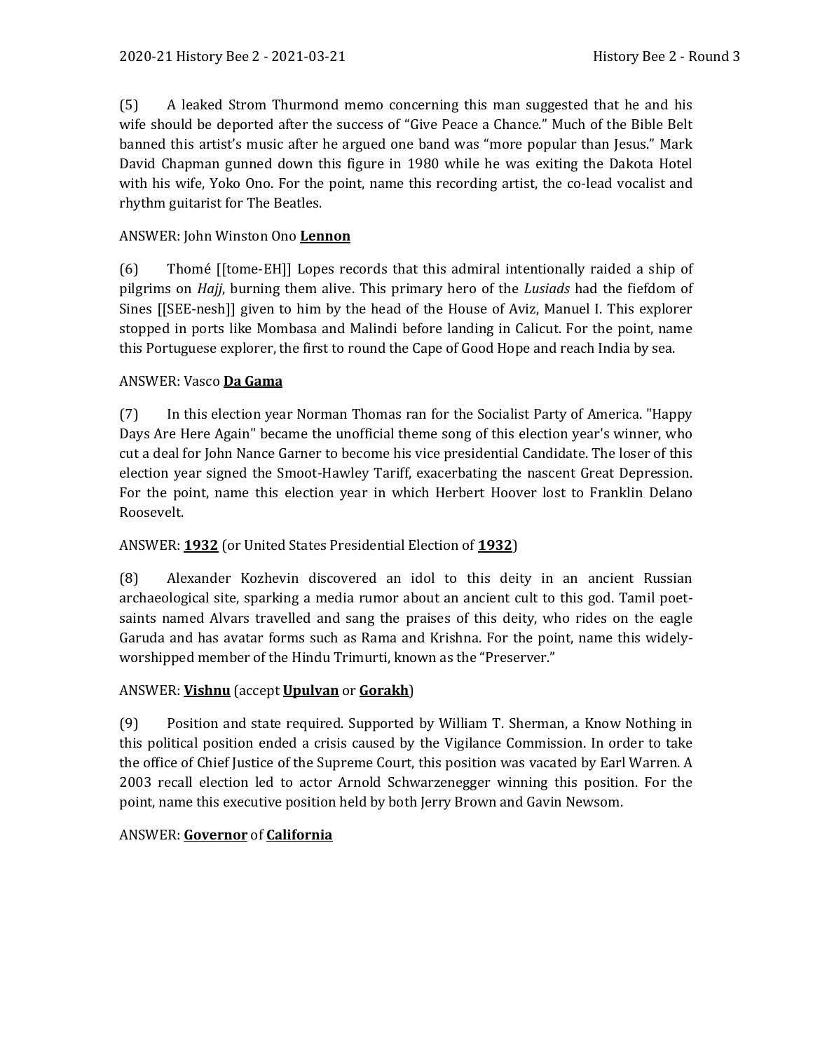(5) A leaked Strom Thurmond memo concerning this man suggested that he and his wife should be deported after the success of "Give Peace a Chance." Much of the Bible Belt banned this artist's music after he argued one band was "more popular than Jesus." Mark David Chapman gunned down this figure in 1980 while he was exiting the Dakota Hotel with his wife, Yoko Ono. For the point, name this recording artist, the co-lead vocalist and rhythm guitarist for The Beatles.

ANSWER: John Winston Ono **Lennon**

(6) Thomé [[tome-EH]] Lopes records that this admiral intentionally raided a ship of pilgrims on *Hajj*, burning them alive. This primary hero of the *Lusiads* had the fiefdom of Sines [[SEE-nesh]] given to him by the head of the House of Aviz, Manuel I. This explorer stopped in ports like Mombasa and Malindi before landing in Calicut. For the point, name this Portuguese explorer, the first to round the Cape of Good Hope and reach India by sea.

ANSWER: Vasco **Da Gama**

(7) In this election year Norman Thomas ran for the Socialist Party of America. "Happy Days Are Here Again" became the unofficial theme song of this election year's winner, who cut a deal for John Nance Garner to become his vice presidential Candidate. The loser of this election year signed the Smoot-Hawley Tariff, exacerbating the nascent Great Depression. For the point, name this election year in which Herbert Hoover lost to Franklin Delano Roosevelt.

ANSWER: **1932** (or United States Presidential Election of **1932**)

(8) Alexander Kozhevin discovered an idol to this deity in an ancient Russian archaeological site, sparking a media rumor about an ancient cult to this god. Tamil poet-saints named Alvars travelled and sang the praises of this deity, who rides on the eagle Garuda and has avatar forms such as Rama and Krishna. For the point, name this widely-worshipped member of the Hindu Trimurti, known as the "Preserver."

ANSWER: **Vishnu** (accept **Upulvan** or **Gorakh**)

(9) Position and state required. Supported by William T. Sherman, a Know Nothing in this political position ended a crisis caused by the Vigilance Commission. In order to take the office of Chief Justice of the Supreme Court, this position was vacated by Earl Warren. A 2003 recall election led to actor Arnold Schwarzenegger winning this position. For the point, name this executive position held by both Jerry Brown and Gavin Newsom.

ANSWER: **Governor** of **California**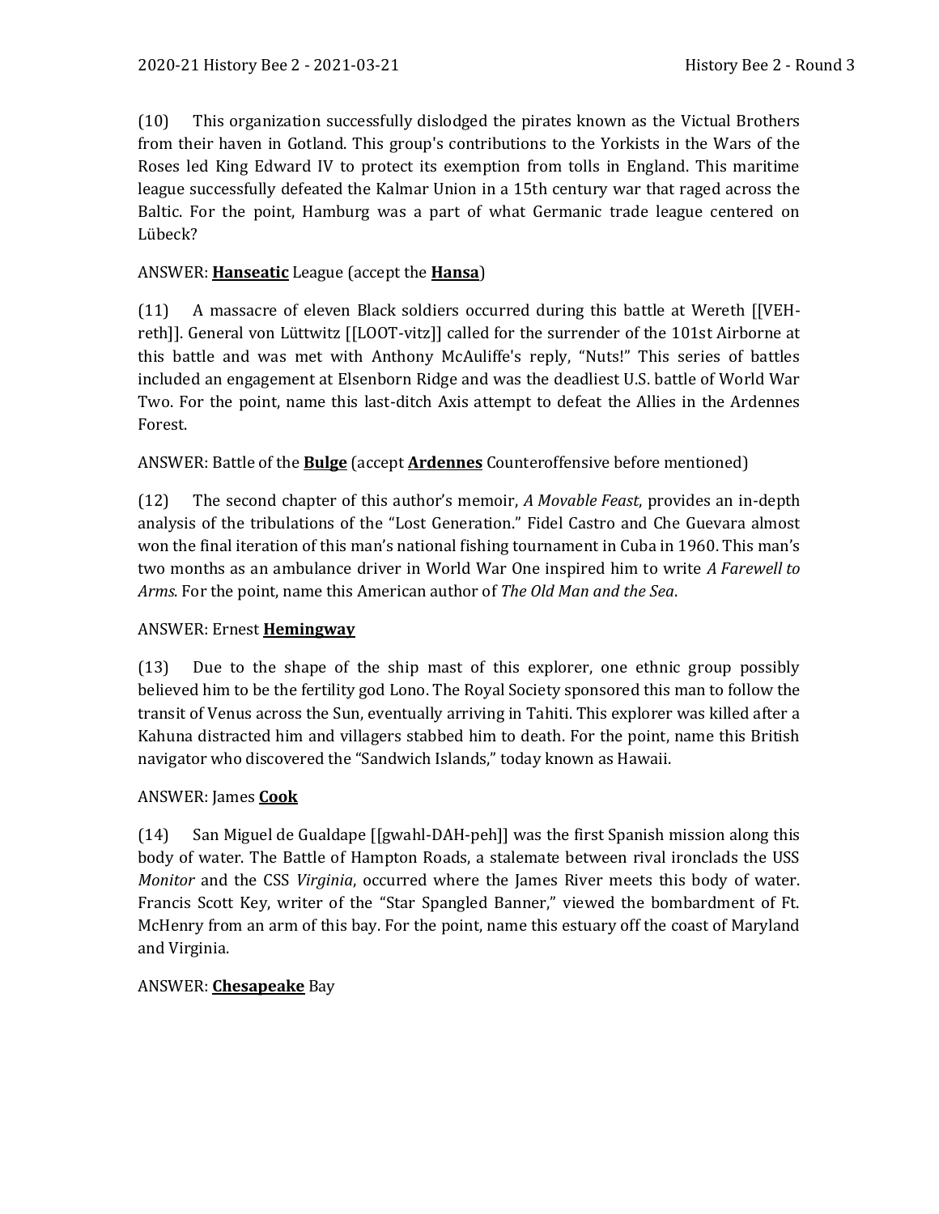(10) This organization successfully dislodged the pirates known as the Victual Brothers from their haven in Gotland. This group's contributions to the Yorkists in the Wars of the Roses led King Edward IV to protect its exemption from tolls in England. This maritime league successfully defeated the Kalmar Union in a 15th century war that raged across the Baltic. For the point, Hamburg was a part of what Germanic trade league centered on Lübeck?

ANSWER: **Hanseatic** League (accept the **Hansa**)

(11) A massacre of eleven Black soldiers occurred during this battle at Wereth [[VEH-reth]]. General von Lüttwitz [[LOOT-vitz]] called for the surrender of the 101st Airborne at this battle and was met with Anthony McAuliffe's reply, "Nuts!" This series of battles included an engagement at Elsenborn Ridge and was the deadliest U.S. battle of World War Two. For the point, name this last-ditch Axis attempt to defeat the Allies in the Ardennes Forest.

ANSWER: Battle of the **Bulge** (accept **Ardennes** Counteroffensive before mentioned)

(12) The second chapter of this author's memoir, *A Movable Feast*, provides an in-depth analysis of the tribulations of the "Lost Generation." Fidel Castro and Che Guevara almost won the final iteration of this man's national fishing tournament in Cuba in 1960. This man's two months as an ambulance driver in World War One inspired him to write *A Farewell to Arms*. For the point, name this American author of *The Old Man and the Sea*.

ANSWER: Ernest **Hemingway**

(13) Due to the shape of the ship mast of this explorer, one ethnic group possibly believed him to be the fertility god Lono. The Royal Society sponsored this man to follow the transit of Venus across the Sun, eventually arriving in Tahiti. This explorer was killed after a Kahuna distracted him and villagers stabbed him to death. For the point, name this British navigator who discovered the "Sandwich Islands," today known as Hawaii.

ANSWER: James **Cook**

(14) San Miguel de Gualdape [[gwahl-DAH-peh]] was the first Spanish mission along this body of water. The Battle of Hampton Roads, a stalemate between rival ironclads the USS *Monitor* and the CSS *Virginia*, occurred where the James River meets this body of water. Francis Scott Key, writer of the "Star Spangled Banner," viewed the bombardment of Ft. McHenry from an arm of this bay. For the point, name this estuary off the coast of Maryland and Virginia.

ANSWER: **Chesapeake** Bay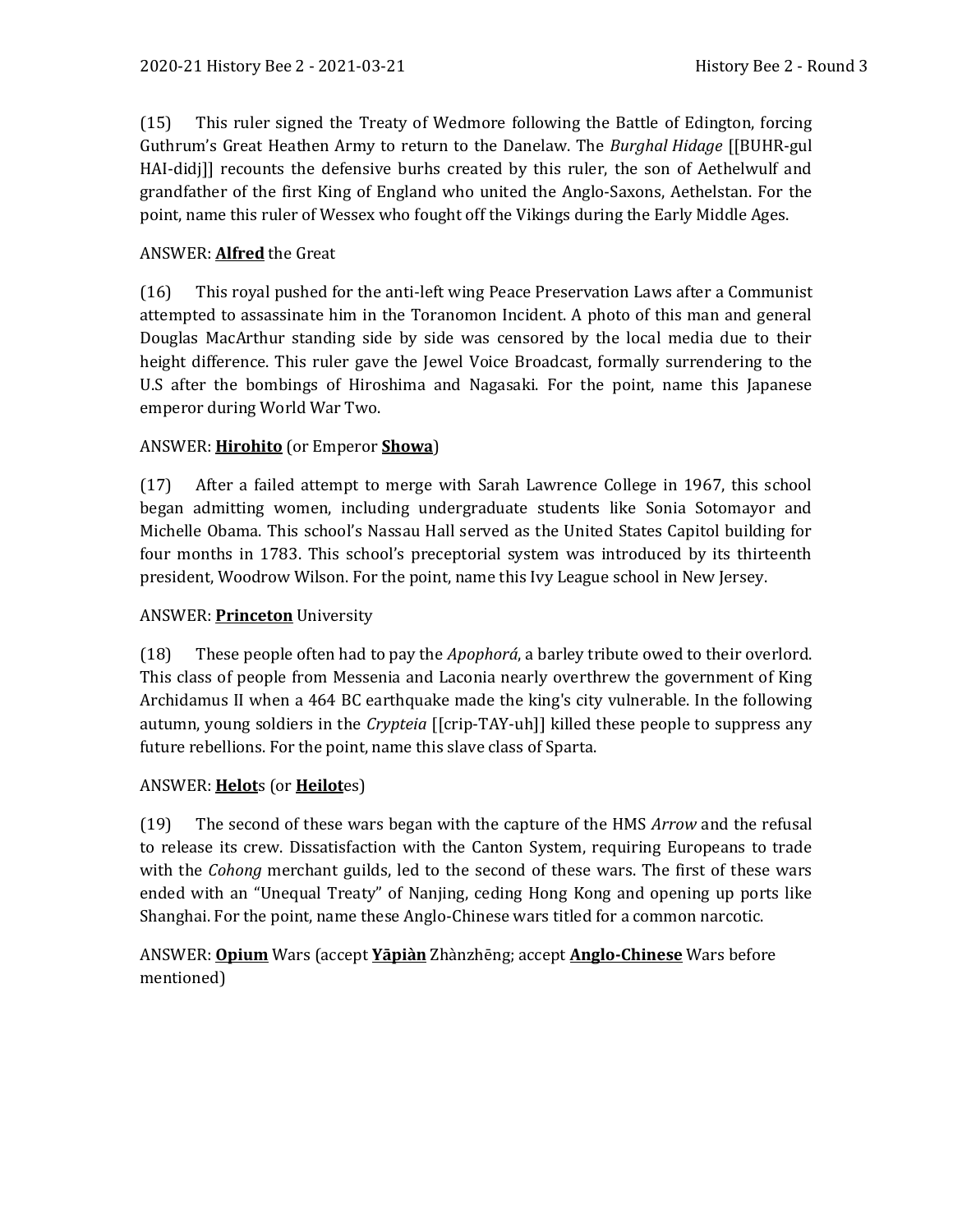(15) This ruler signed the Treaty of Wedmore following the Battle of Edington, forcing Guthrum's Great Heathen Army to return to the Danelaw. The *Burghal Hidage* [[BUHR-gul HAI-didj]] recounts the defensive burhs created by this ruler, the son of Aethelwulf and grandfather of the first King of England who united the Anglo-Saxons, Aethelstan. For the point, name this ruler of Wessex who fought off the Vikings during the Early Middle Ages.

ANSWER: **Alfred** the Great

(16) This royal pushed for the anti-left wing Peace Preservation Laws after a Communist attempted to assassinate him in the Toranomon Incident. A photo of this man and general Douglas MacArthur standing side by side was censored by the local media due to their height difference. This ruler gave the Jewel Voice Broadcast, formally surrendering to the U.S after the bombings of Hiroshima and Nagasaki. For the point, name this Japanese emperor during World War Two.

ANSWER: **Hirohito** (or Emperor **Showa**)

(17) After a failed attempt to merge with Sarah Lawrence College in 1967, this school began admitting women, including undergraduate students like Sonia Sotomayor and Michelle Obama. This school's Nassau Hall served as the United States Capitol building for four months in 1783. This school's preceptorial system was introduced by its thirteenth president, Woodrow Wilson. For the point, name this Ivy League school in New Jersey.

ANSWER: **Princeton** University

(18) These people often had to pay the *Apophorá*, a barley tribute owed to their overlord. This class of people from Messenia and Laconia nearly overthrew the government of King Archidamus II when a 464 BC earthquake made the king's city vulnerable. In the following autumn, young soldiers in the *Crypteia* [[crip-TAY-uh]] killed these people to suppress any future rebellions. For the point, name this slave class of Sparta.

ANSWER: **Helot**s (or **Heilot**es)

(19) The second of these wars began with the capture of the HMS *Arrow* and the refusal to release its crew. Dissatisfaction with the Canton System, requiring Europeans to trade with the *Cohong* merchant guilds, led to the second of these wars. The first of these wars ended with an "Unequal Treaty" of Nanjing, ceding Hong Kong and opening up ports like Shanghai. For the point, name these Anglo-Chinese wars titled for a common narcotic.

ANSWER: **Opium** Wars (accept **Yāpiàn** Zhànzhēng; accept **Anglo-Chinese** Wars before mentioned)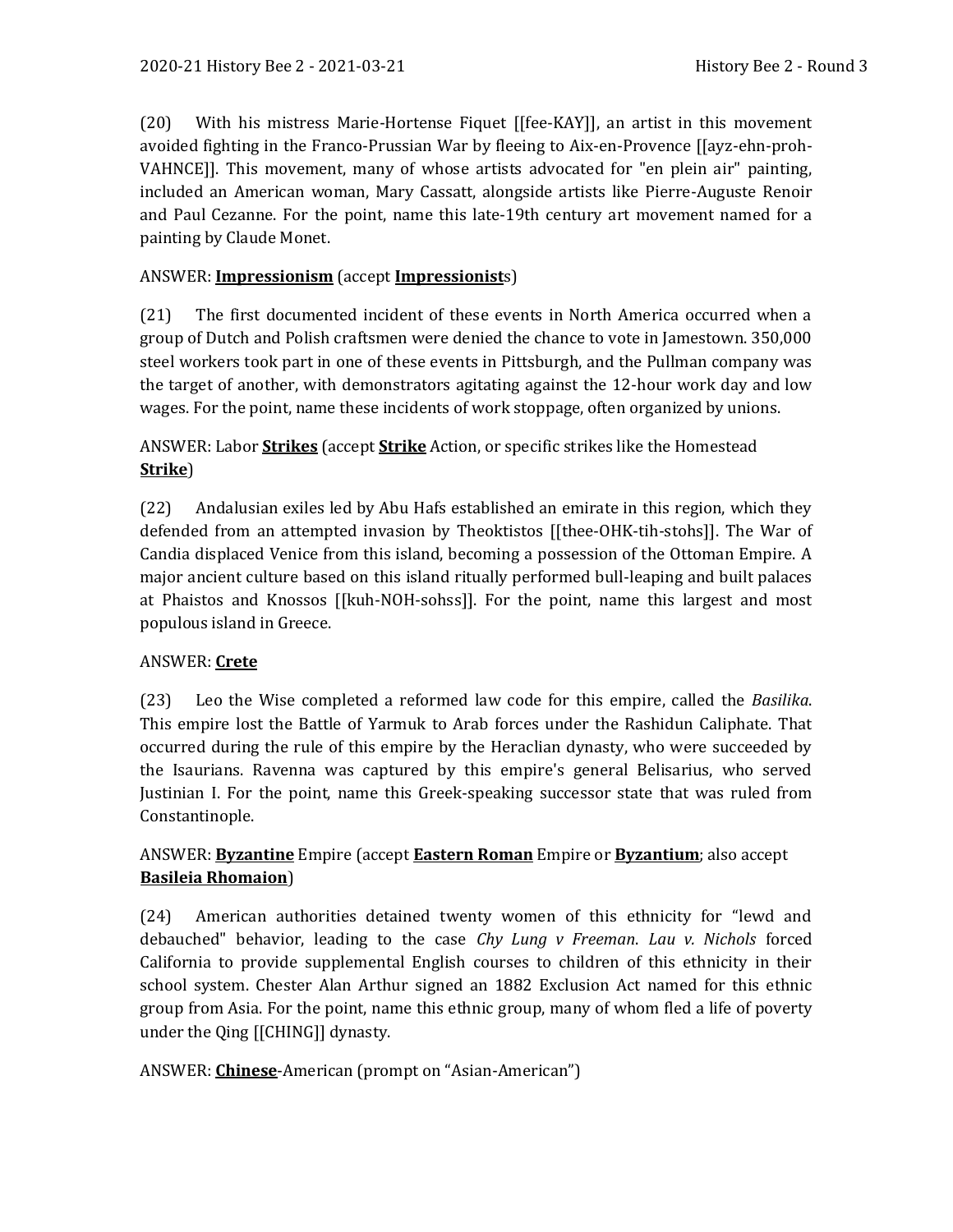(20) With his mistress Marie-Hortense Fiquet [[fee-KAY]], an artist in this movement avoided fighting in the Franco-Prussian War by fleeing to Aix-en-Provence [[ayz-ehn-proh-VAHNCE]]. This movement, many of whose artists advocated for "en plein air" painting, included an American woman, Mary Cassatt, alongside artists like Pierre-Auguste Renoir and Paul Cezanne. For the point, name this late-19th century art movement named for a painting by Claude Monet.

ANSWER: **Impressionism** (accept **Impressionist**s)

(21) The first documented incident of these events in North America occurred when a group of Dutch and Polish craftsmen were denied the chance to vote in Jamestown. 350,000 steel workers took part in one of these events in Pittsburgh, and the Pullman company was the target of another, with demonstrators agitating against the 12-hour work day and low wages. For the point, name these incidents of work stoppage, often organized by unions.

ANSWER: Labor **Strikes** (accept **Strike** Action, or specific strikes like the Homestead **Strike**)

(22) Andalusian exiles led by Abu Hafs established an emirate in this region, which they defended from an attempted invasion by Theoktistos [[thee-OHK-tih-stohs]]. The War of Candia displaced Venice from this island, becoming a possession of the Ottoman Empire. A major ancient culture based on this island ritually performed bull-leaping and built palaces at Phaistos and Knossos [[kuh-NOH-sohss]]. For the point, name this largest and most populous island in Greece.

ANSWER: **Crete**

(23) Leo the Wise completed a reformed law code for this empire, called the *Basilika*. This empire lost the Battle of Yarmuk to Arab forces under the Rashidun Caliphate. That occurred during the rule of this empire by the Heraclian dynasty, who were succeeded by the Isaurians. Ravenna was captured by this empire's general Belisarius, who served Justinian I. For the point, name this Greek-speaking successor state that was ruled from Constantinople.

ANSWER: **Byzantine** Empire (accept **Eastern Roman** Empire or **Byzantium**; also accept **Basileia Rhomaion**)

(24) American authorities detained twenty women of this ethnicity for "lewd and debauched" behavior, leading to the case *Chy Lung v Freeman*. *Lau v. Nichols* forced California to provide supplemental English courses to children of this ethnicity in their school system. Chester Alan Arthur signed an 1882 Exclusion Act named for this ethnic group from Asia. For the point, name this ethnic group, many of whom fled a life of poverty under the Qing [[CHING]] dynasty.

ANSWER: **Chinese**-American (prompt on "Asian-American")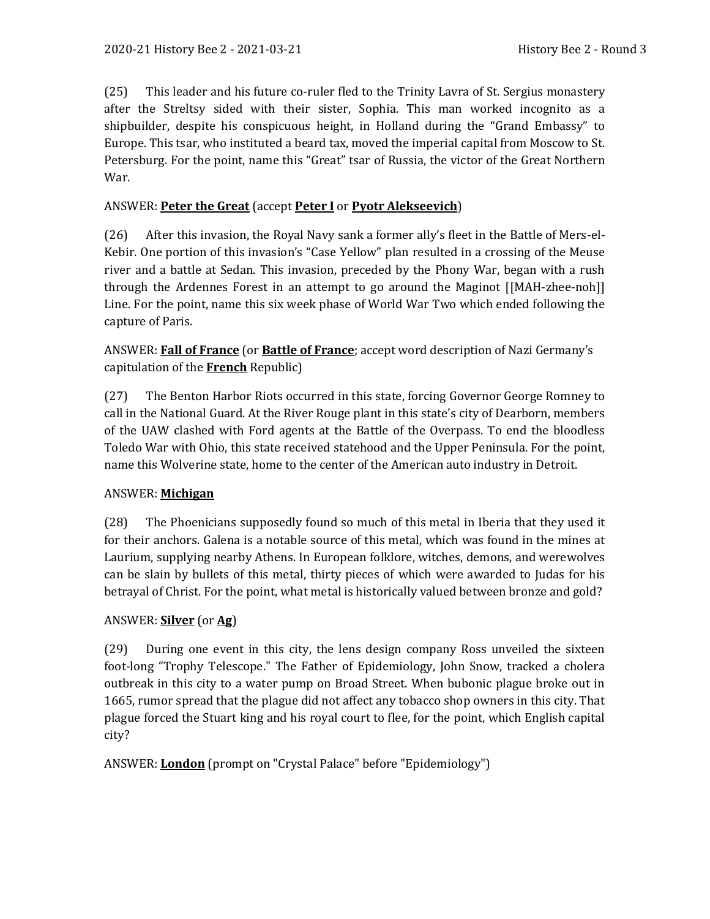(25) This leader and his future co-ruler fled to the Trinity Lavra of St. Sergius monastery after the Streltsy sided with their sister, Sophia. This man worked incognito as a shipbuilder, despite his conspicuous height, in Holland during the "Grand Embassy" to Europe. This tsar, who instituted a beard tax, moved the imperial capital from Moscow to St. Petersburg. For the point, name this "Great" tsar of Russia, the victor of the Great Northern War.

ANSWER: **Peter the Great** (accept **Peter I** or **Pyotr Alekseevich**)

(26) After this invasion, the Royal Navy sank a former ally's fleet in the Battle of Mers-el-Kebir. One portion of this invasion's "Case Yellow" plan resulted in a crossing of the Meuse river and a battle at Sedan. This invasion, preceded by the Phony War, began with a rush through the Ardennes Forest in an attempt to go around the Maginot [[MAH-zhee-noh]] Line. For the point, name this six week phase of World War Two which ended following the capture of Paris.

ANSWER: **Fall of France** (or **Battle of France**; accept word description of Nazi Germany's capitulation of the **French** Republic)

(27) The Benton Harbor Riots occurred in this state, forcing Governor George Romney to call in the National Guard. At the River Rouge plant in this state's city of Dearborn, members of the UAW clashed with Ford agents at the Battle of the Overpass. To end the bloodless Toledo War with Ohio, this state received statehood and the Upper Peninsula. For the point, name this Wolverine state, home to the center of the American auto industry in Detroit.

ANSWER: **Michigan**

(28) The Phoenicians supposedly found so much of this metal in Iberia that they used it for their anchors. Galena is a notable source of this metal, which was found in the mines at Laurium, supplying nearby Athens. In European folklore, witches, demons, and werewolves can be slain by bullets of this metal, thirty pieces of which were awarded to Judas for his betrayal of Christ. For the point, what metal is historically valued between bronze and gold?

ANSWER: **Silver** (or **Ag**)

(29) During one event in this city, the lens design company Ross unveiled the sixteen foot-long "Trophy Telescope." The Father of Epidemiology, John Snow, tracked a cholera outbreak in this city to a water pump on Broad Street. When bubonic plague broke out in 1665, rumor spread that the plague did not affect any tobacco shop owners in this city. That plague forced the Stuart king and his royal court to flee, for the point, which English capital city?

ANSWER: **London** (prompt on "Crystal Palace" before "Epidemiology")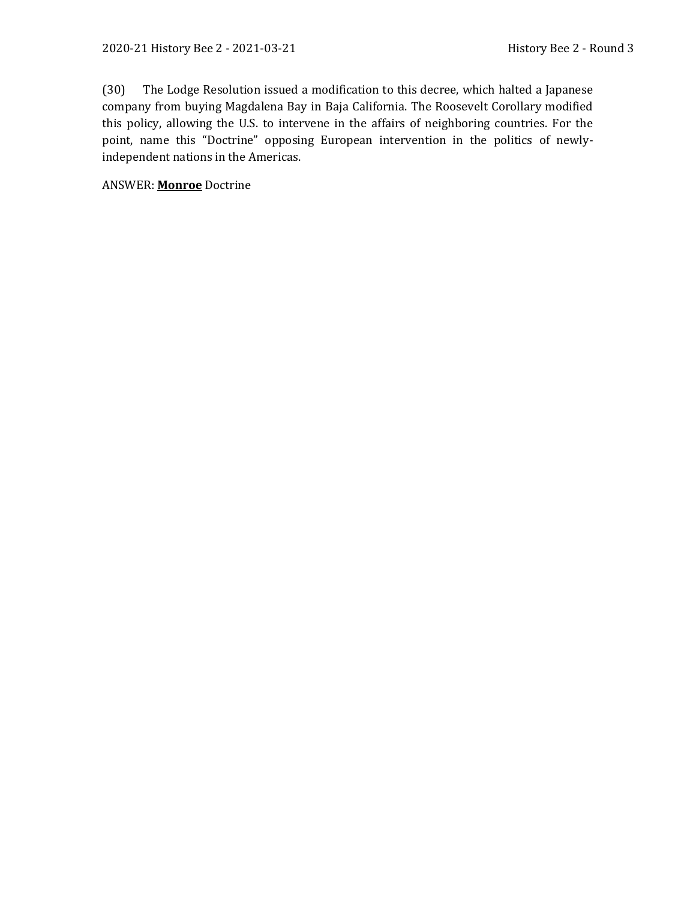(30) The Lodge Resolution issued a modification to this decree, which halted a Japanese company from buying Magdalena Bay in Baja California. The Roosevelt Corollary modified this policy, allowing the U.S. to intervene in the affairs of neighboring countries. For the point, name this "Doctrine" opposing European intervention in the politics of newly-independent nations in the Americas.

ANSWER: **Monroe** Doctrine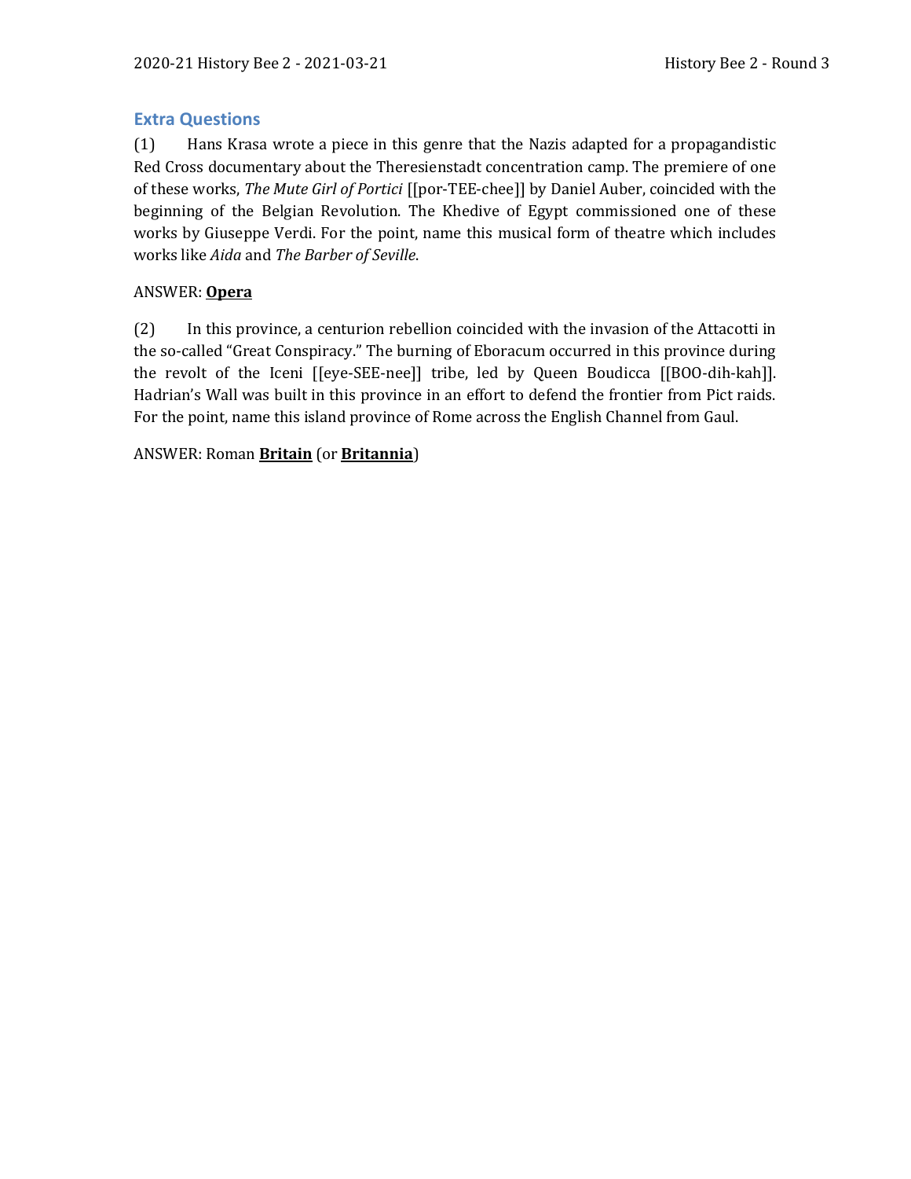## Extra Questions

(1) Hans Krasa wrote a piece in this genre that the Nazis adapted for a propagandistic Red Cross documentary about the Theresienstadt concentration camp. The premiere of one of these works, *The Mute Girl of Portici* [[por-TEE-chee]] by Daniel Auber, coincided with the beginning of the Belgian Revolution. The Khedive of Egypt commissioned one of these works by Giuseppe Verdi. For the point, name this musical form of theatre which includes works like *Aida* and *The Barber of Seville*.

ANSWER: **Opera**

(2) In this province, a centurion rebellion coincided with the invasion of the Attacotti in the so-called "Great Conspiracy." The burning of Eboracum occurred in this province during the revolt of the Iceni [[eye-SEE-nee]] tribe, led by Queen Boudicca [[BOO-dih-kah]]. Hadrian's Wall was built in this province in an effort to defend the frontier from Pict raids. For the point, name this island province of Rome across the English Channel from Gaul.

ANSWER: Roman **Britain** (or **Britannia**)